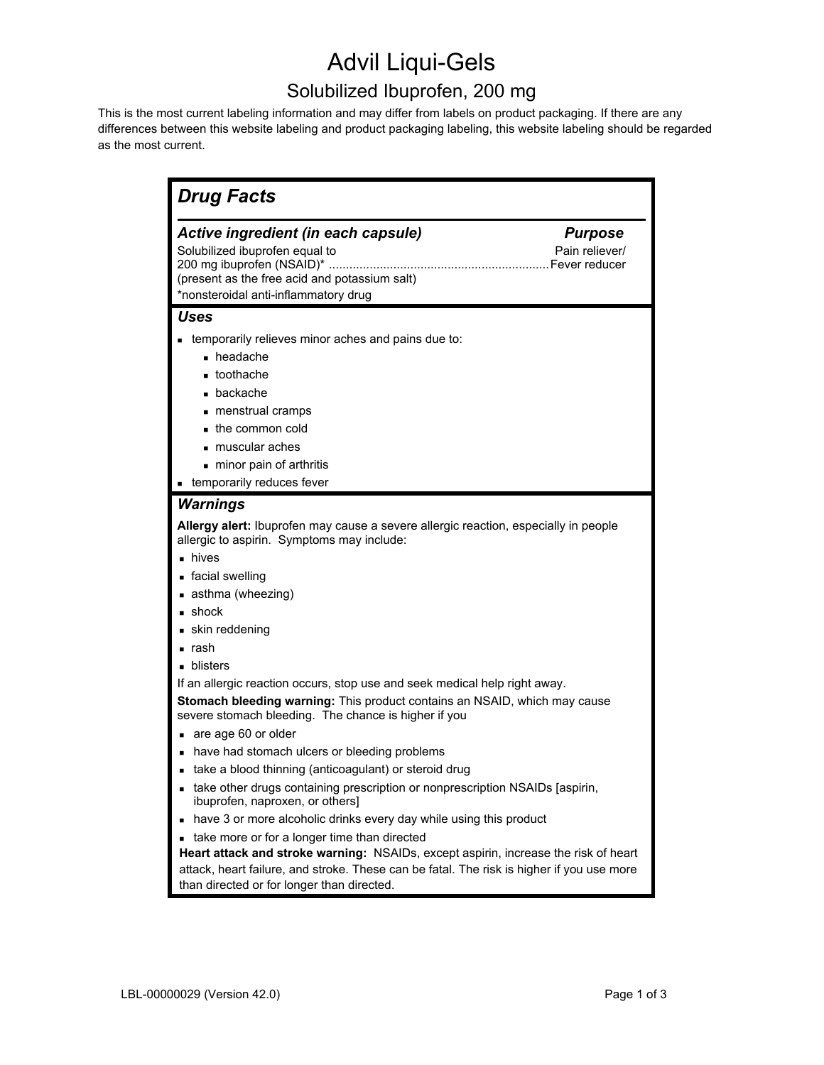# Advil Liqui-Gels

## Solubilized Ibuprofen, 200 mg

This is the most current labeling information and may differ from labels on product packaging. If there are any differences between this website labeling and product packaging labeling, this website labeling should be regarded as the most current.

## *Drug Facts*

| ***Active ingredient (in each capsule)*** | ***Purpose*** |
|---|---|
| Solubilized ibuprofen equal to 200 mg ibuprofen (NSAID)* ................................................................ | Pain reliever/ Fever reducer |

(present as the free acid and potassium salt)

*nonsteroidal anti-inflammatory drug

### *Uses*

- temporarily relieves minor aches and pains due to:
  - headache
  - toothache
  - backache
  - menstrual cramps
  - the common cold
  - muscular aches
  - minor pain of arthritis
- temporarily reduces fever

### *Warnings*

**Allergy alert:** Ibuprofen may cause a severe allergic reaction, especially in people allergic to aspirin. Symptoms may include:

- hives
- facial swelling
- asthma (wheezing)
- shock
- skin reddening
- rash
- blisters

If an allergic reaction occurs, stop use and seek medical help right away.

**Stomach bleeding warning:** This product contains an NSAID, which may cause severe stomach bleeding. The chance is higher if you

- are age 60 or older
- have had stomach ulcers or bleeding problems
- take a blood thinning (anticoagulant) or steroid drug
- take other drugs containing prescription or nonprescription NSAIDs [aspirin, ibuprofen, naproxen, or others]
- have 3 or more alcoholic drinks every day while using this product
- take more or for a longer time than directed

**Heart attack and stroke warning:** NSAIDs, except aspirin, increase the risk of heart attack, heart failure, and stroke. These can be fatal. The risk is higher if you use more than directed or for longer than directed.

LBL-00000029 (Version 42.0)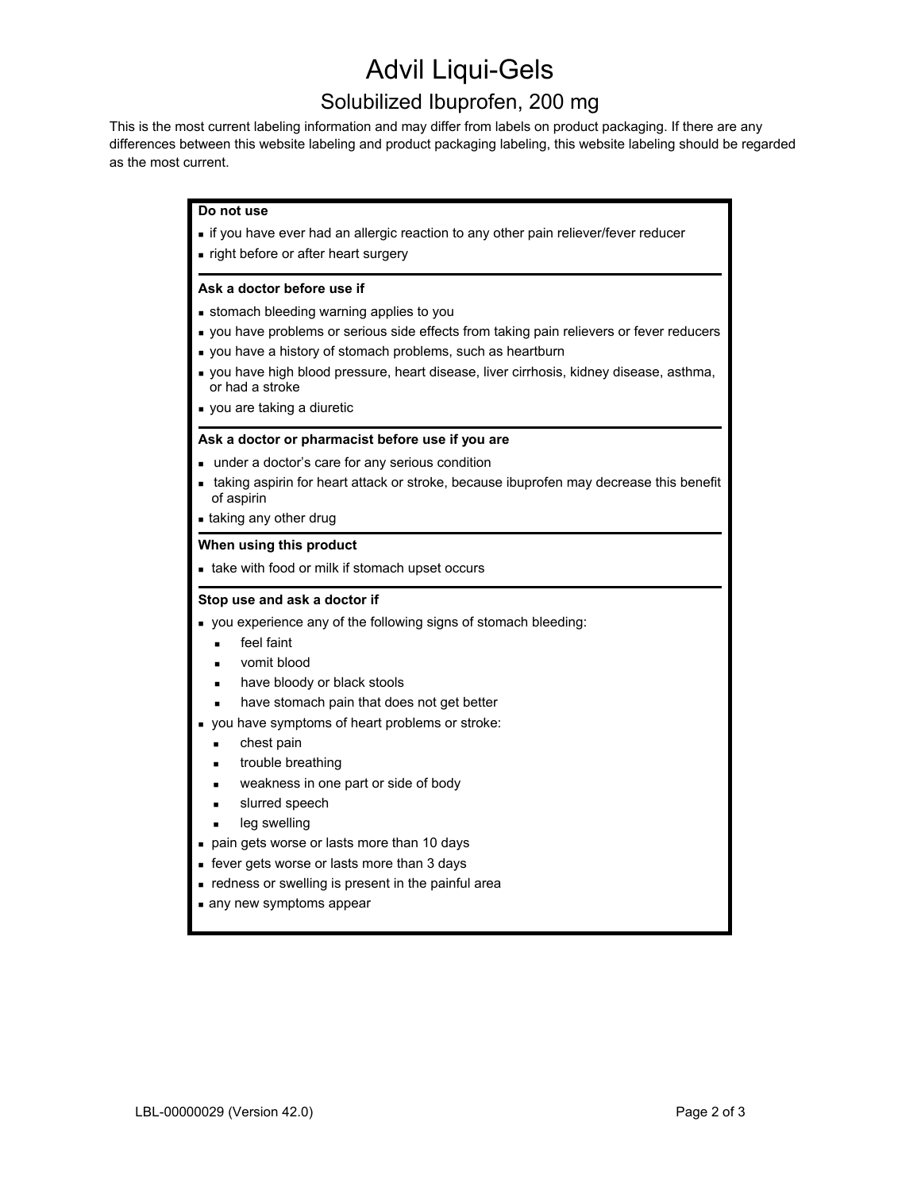# Advil Liqui-Gels

## Solubilized Ibuprofen, 200 mg

This is the most current labeling information and may differ from labels on product packaging. If there are any differences between this website labeling and product packaging labeling, this website labeling should be regarded as the most current.

**Do not use**

- if you have ever had an allergic reaction to any other pain reliever/fever reducer
- right before or after heart surgery

**Ask a doctor before use if**

- stomach bleeding warning applies to you
- you have problems or serious side effects from taking pain relievers or fever reducers
- you have a history of stomach problems, such as heartburn
- you have high blood pressure, heart disease, liver cirrhosis, kidney disease, asthma, or had a stroke
- you are taking a diuretic

**Ask a doctor or pharmacist before use if you are**

- under a doctor's care for any serious condition
- taking aspirin for heart attack or stroke, because ibuprofen may decrease this benefit of aspirin
- taking any other drug

**When using this product**

- take with food or milk if stomach upset occurs

**Stop use and ask a doctor if**

- you experience any of the following signs of stomach bleeding:
  - feel faint
  - vomit blood
  - have bloody or black stools
  - have stomach pain that does not get better
- you have symptoms of heart problems or stroke:
  - chest pain
  - trouble breathing
  - weakness in one part or side of body
  - slurred speech
  - leg swelling
- pain gets worse or lasts more than 10 days
- fever gets worse or lasts more than 3 days
- redness or swelling is present in the painful area
- any new symptoms appear

LBL-00000029 (Version 42.0)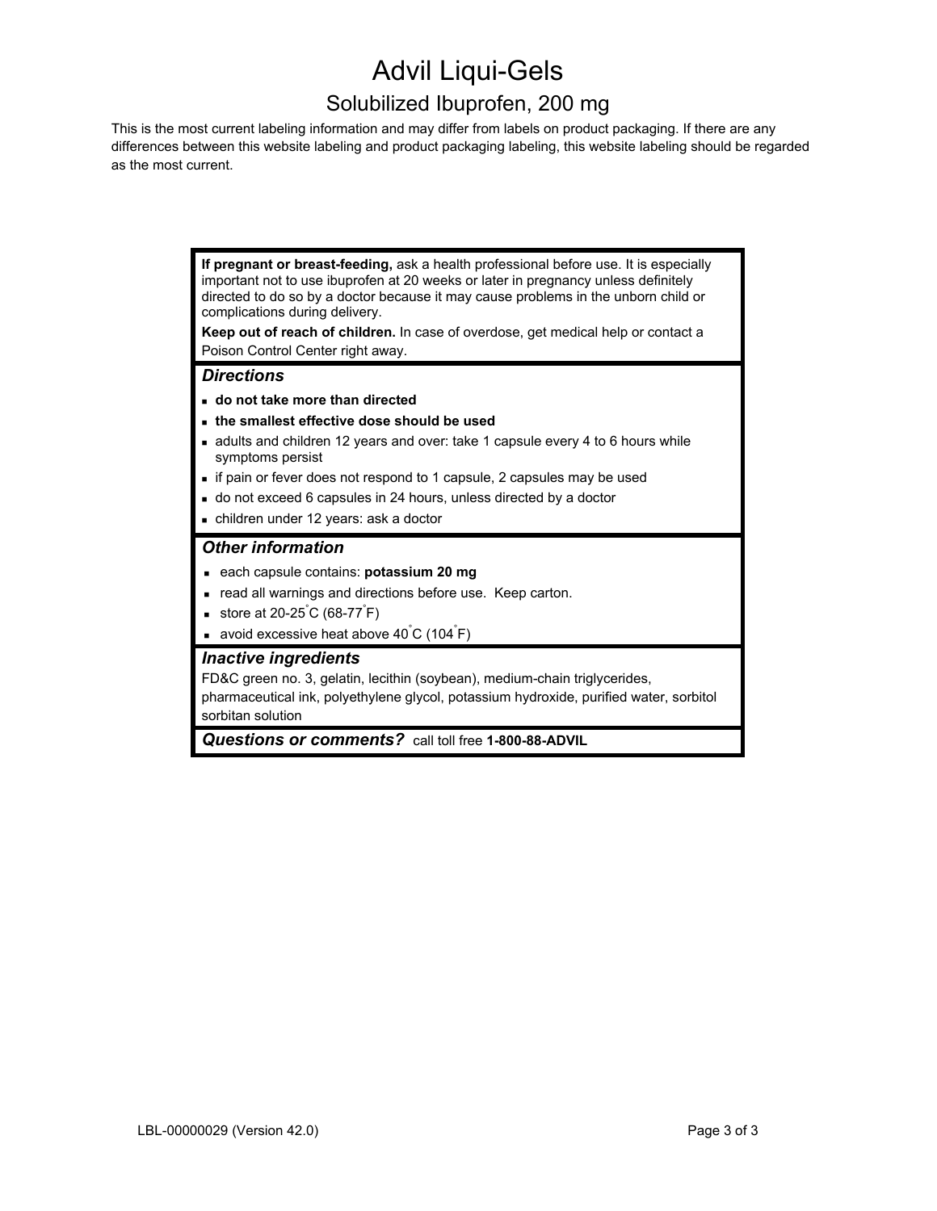# Advil Liqui-Gels

## Solubilized Ibuprofen, 200 mg

This is the most current labeling information and may differ from labels on product packaging. If there are any differences between this website labeling and product packaging labeling, this website labeling should be regarded as the most current.

**If pregnant or breast-feeding,** ask a health professional before use. It is especially important not to use ibuprofen at 20 weeks or later in pregnancy unless definitely directed to do so by a doctor because it may cause problems in the unborn child or complications during delivery.

**Keep out of reach of children.** In case of overdose, get medical help or contact a Poison Control Center right away.

### *Directions*

- **do not take more than directed**
- **the smallest effective dose should be used**
- adults and children 12 years and over: take 1 capsule every 4 to 6 hours while symptoms persist
- if pain or fever does not respond to 1 capsule, 2 capsules may be used
- do not exceed 6 capsules in 24 hours, unless directed by a doctor
- children under 12 years: ask a doctor

### *Other information*

- each capsule contains: **potassium 20 mg**
- read all warnings and directions before use. Keep carton.
- store at 20-25°C (68-77°F)
- avoid excessive heat above 40°C (104°F)

### *Inactive ingredients*

FD&C green no. 3, gelatin, lecithin (soybean), medium-chain triglycerides, pharmaceutical ink, polyethylene glycol, potassium hydroxide, purified water, sorbitol sorbitan solution

***Questions or comments?*** call toll free **1-800-88-ADVIL**

LBL-00000029 (Version 42.0)